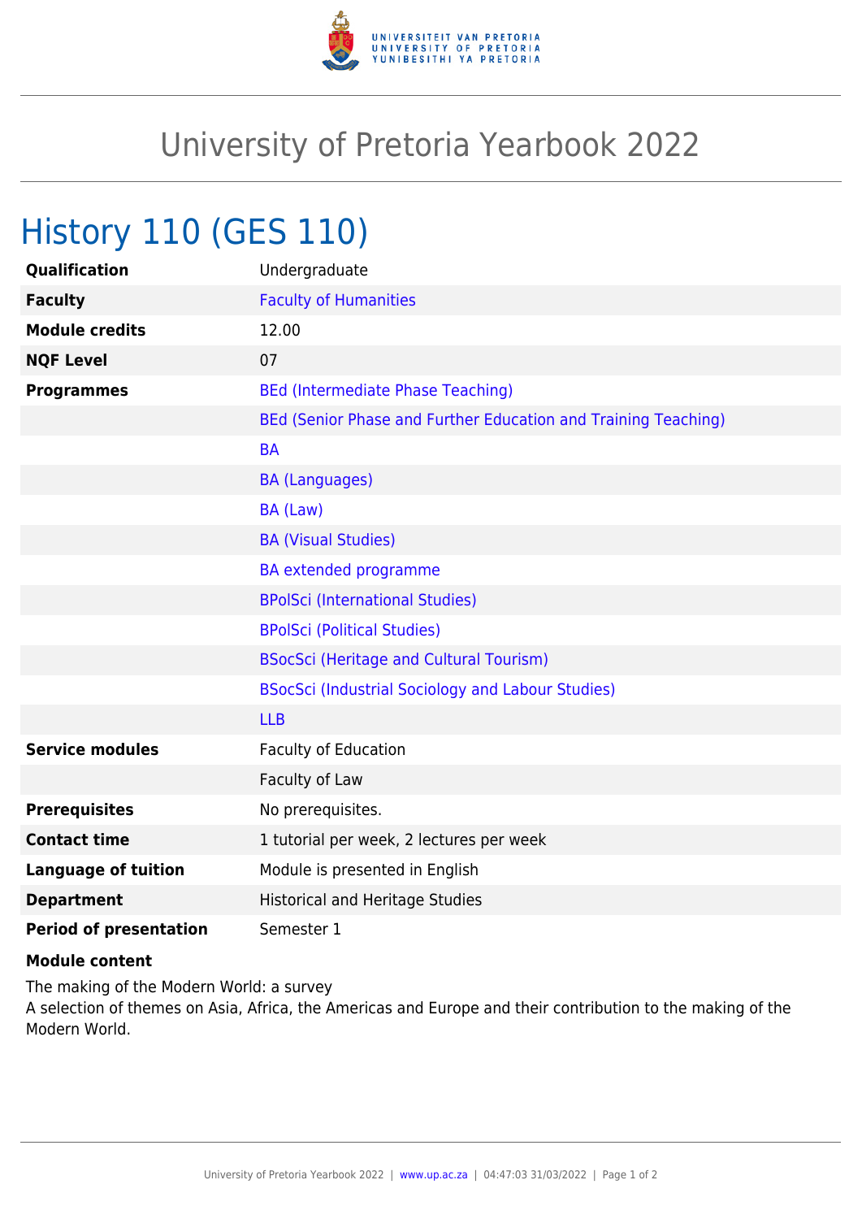# University of Pretoria Yearbook 2022

## History 110 (GES 110)

| | |
|---|---|
| **Qualification** | Undergraduate |
| **Faculty** | Faculty of Humanities |
| **Module credits** | 12.00 |
| **NQF Level** | 07 |
| **Programmes** | BEd (Intermediate Phase Teaching) |
| | BEd (Senior Phase and Further Education and Training Teaching) |
| | BA |
| | BA (Languages) |
| | BA (Law) |
| | BA (Visual Studies) |
| | BA extended programme |
| | BPolSci (International Studies) |
| | BPolSci (Political Studies) |
| | BSocSci (Heritage and Cultural Tourism) |
| | BSocSci (Industrial Sociology and Labour Studies) |
| | LLB |
| **Service modules** | Faculty of Education |
| | Faculty of Law |
| **Prerequisites** | No prerequisites. |
| **Contact time** | 1 tutorial per week, 2 lectures per week |
| **Language of tuition** | Module is presented in English |
| **Department** | Historical and Heritage Studies |
| **Period of presentation** | Semester 1 |

**Module content**

The making of the Modern World: a survey
A selection of themes on Asia, Africa, the Americas and Europe and their contribution to the making of the Modern World.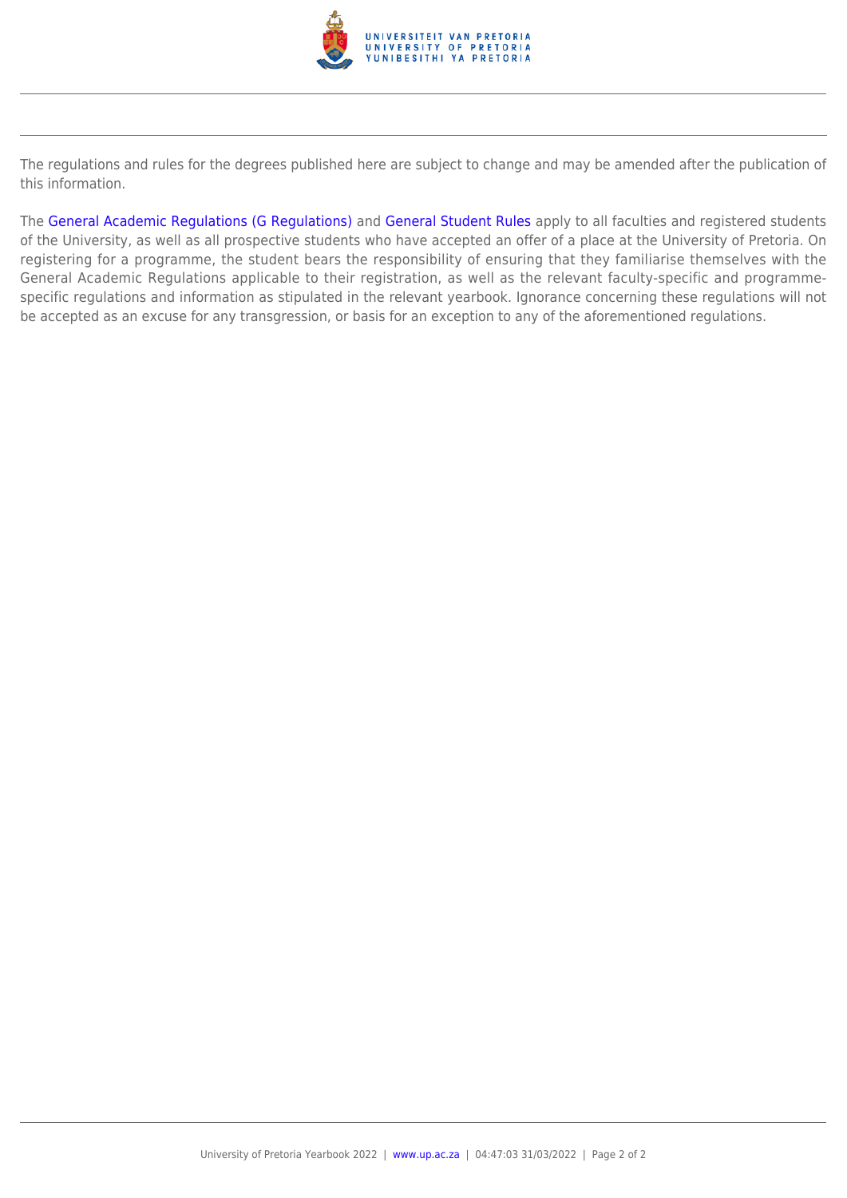The regulations and rules for the degrees published here are subject to change and may be amended after the publication of this information.

The General Academic Regulations (G Regulations) and General Student Rules apply to all faculties and registered students of the University, as well as all prospective students who have accepted an offer of a place at the University of Pretoria. On registering for a programme, the student bears the responsibility of ensuring that they familiarise themselves with the General Academic Regulations applicable to their registration, as well as the relevant faculty-specific and programme-specific regulations and information as stipulated in the relevant yearbook. Ignorance concerning these regulations will not be accepted as an excuse for any transgression, or basis for an exception to any of the aforementioned regulations.